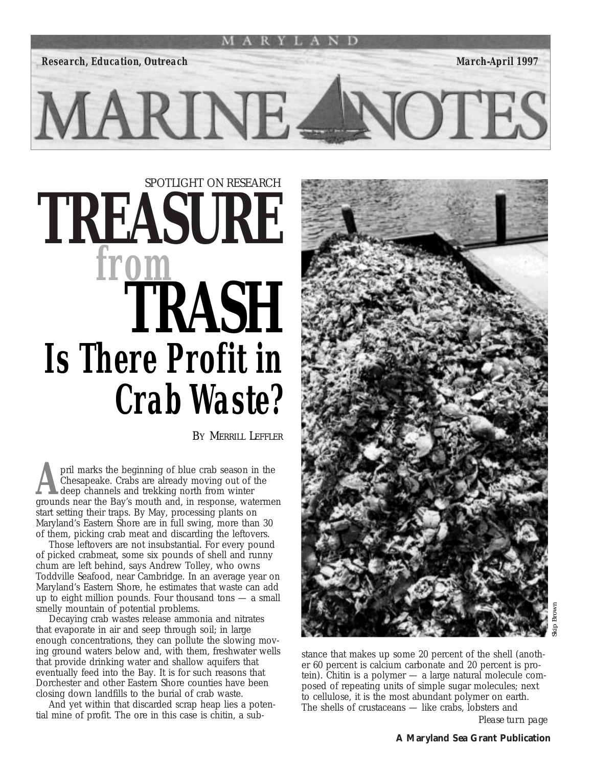MARYLAND

**Research, Education, Outreach** **March-April 1997**

# MARINE NOTES

SPOTLIGHT ON RESEARCH

# TREASURE from TRASH

## Is There Profit in Crab Waste?

BY MERRILL LEFFLER

April marks the beginning of blue crab season in the Chesapeake. Crabs are already moving out of the deep channels and trekking north from winter grounds near the Bay's mouth and, in response, watermen start setting their traps. By May, processing plants on Maryland's Eastern Shore are in full swing, more than 30 of them, picking crab meat and discarding the leftovers.

Those leftovers are not insubstantial. For every pound of picked crabmeat, some six pounds of shell and runny chum are left behind, says Andrew Tolley, who owns Toddville Seafood, near Cambridge. In an average year on Maryland's Eastern Shore, he estimates that waste can add up to eight million pounds. Four thousand tons — a small smelly mountain of potential problems.

Decaying crab wastes release ammonia and nitrates that evaporate in air and seep through soil; in large enough concentrations, they can pollute the slowing moving ground waters below and, with them, freshwater wells that provide drinking water and shallow aquifers that eventually feed into the Bay. It is for such reasons that Dorchester and other Eastern Shore counties have been closing down landfills to the burial of crab waste.

And yet within that discarded scrap heap lies a potential mine of profit. The ore in this case is chitin, a substance that makes up some 20 percent of the shell (another 60 percent is calcium carbonate and 20 percent is protein). Chitin is a polymer — a large natural molecule composed of repeating units of simple sugar molecules; next to cellulose, it is the most abundant polymer on earth. The shells of crustaceans — like crabs, lobsters and

*Please turn page*

Skip Brown

**A Maryland Sea Grant Publication**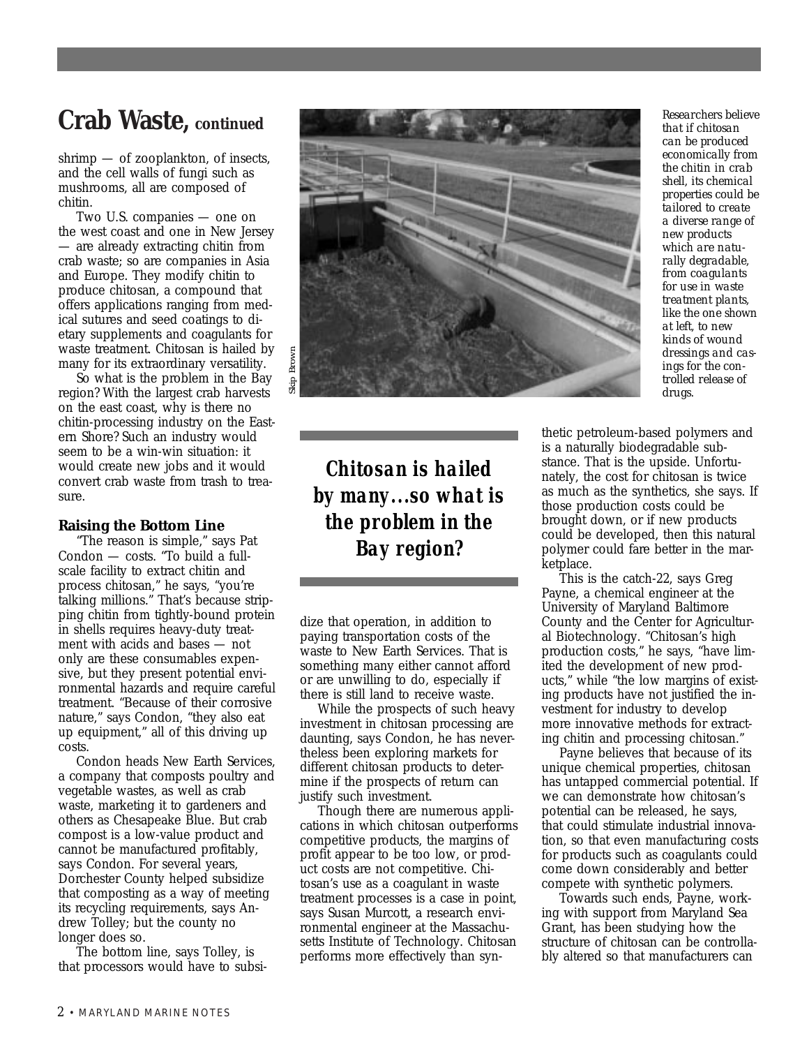## Crab Waste, continued

shrimp — of zooplankton, of insects, and the cell walls of fungi such as mushrooms, all are composed of chitin.

Two U.S. companies — one on the west coast and one in New Jersey — are already extracting chitin from crab waste; so are companies in Asia and Europe. They modify chitin to produce chitosan, a compound that offers applications ranging from medical sutures and seed coatings to dietary supplements and coagulants for waste treatment. Chitosan is hailed by many for its extraordinary versatility.

So what is the problem in the Bay region? With the largest crab harvests on the east coast, why is there no chitin-processing industry on the Eastern Shore? Such an industry would seem to be a win-win situation: it would create new jobs and it would convert crab waste from trash to treasure.

Skip Brown

*Researchers believe that if chitosan can be produced economically from the chitin in crab shell, its chemical properties could be tailored to create a diverse range of new products which are naturally degradable, from coagulants for use in waste treatment plants, like the one shown at left, to new kinds of wound dressings and casings for the controlled release of drugs.*

### Raising the Bottom Line

"The reason is simple," says Pat Condon — costs. "To build a full-scale facility to extract chitin and process chitosan," he says, "you're talking millions." That's because stripping chitin from tightly-bound protein in shells requires heavy-duty treatment with acids and bases — not only are these consumables expensive, but they present potential environmental hazards and require careful treatment. "Because of their corrosive nature," says Condon, "they also eat up equipment," all of this driving up costs.

Condon heads New Earth Services, a company that composts poultry and vegetable wastes, as well as crab waste, marketing it to gardeners and others as Chesapeake Blue. But crab compost is a low-value product and cannot be manufactured profitably, says Condon. For several years, Dorchester County helped subsidize that composting as a way of meeting its recycling requirements, says Andrew Tolley; but the county no longer does so.

The bottom line, says Tolley, is that processors would have to subsidize that operation, in addition to paying transportation costs of the waste to New Earth Services. That is something many either cannot afford or are unwilling to do, especially if there is still land to receive waste.

**_Chitosan is hailed by many…so what is the problem in the Bay region?_**

While the prospects of such heavy investment in chitosan processing are daunting, says Condon, he has nevertheless been exploring markets for different chitosan products to determine if the prospects of return can justify such investment.

Though there are numerous applications in which chitosan outperforms competitive products, the margins of profit appear to be too low, or product costs are not competitive. Chitosan's use as a coagulant in waste treatment processes is a case in point, says Susan Murcott, a research environmental engineer at the Massachusetts Institute of Technology. Chitosan performs more effectively than synthetic petroleum-based polymers and is a naturally biodegradable substance. That is the upside. Unfortunately, the cost for chitosan is twice as much as the synthetics, she says. If those production costs could be brought down, or if new products could be developed, then this natural polymer could fare better in the marketplace.

This is the catch-22, says Greg Payne, a chemical engineer at the University of Maryland Baltimore County and the Center for Agricultural Biotechnology. "Chitosan's high production costs," he says, "have limited the development of new products," while "the low margins of existing products have not justified the investment for industry to develop more innovative methods for extracting chitin and processing chitosan."

Payne believes that because of its unique chemical properties, chitosan has untapped commercial potential. If we can demonstrate how chitosan's potential can be released, he says, that could stimulate industrial innovation, so that even manufacturing costs for products such as coagulants could come down considerably and better compete with synthetic polymers.

Towards such ends, Payne, working with support from Maryland Sea Grant, has been studying how the structure of chitosan can be controllably altered so that manufacturers can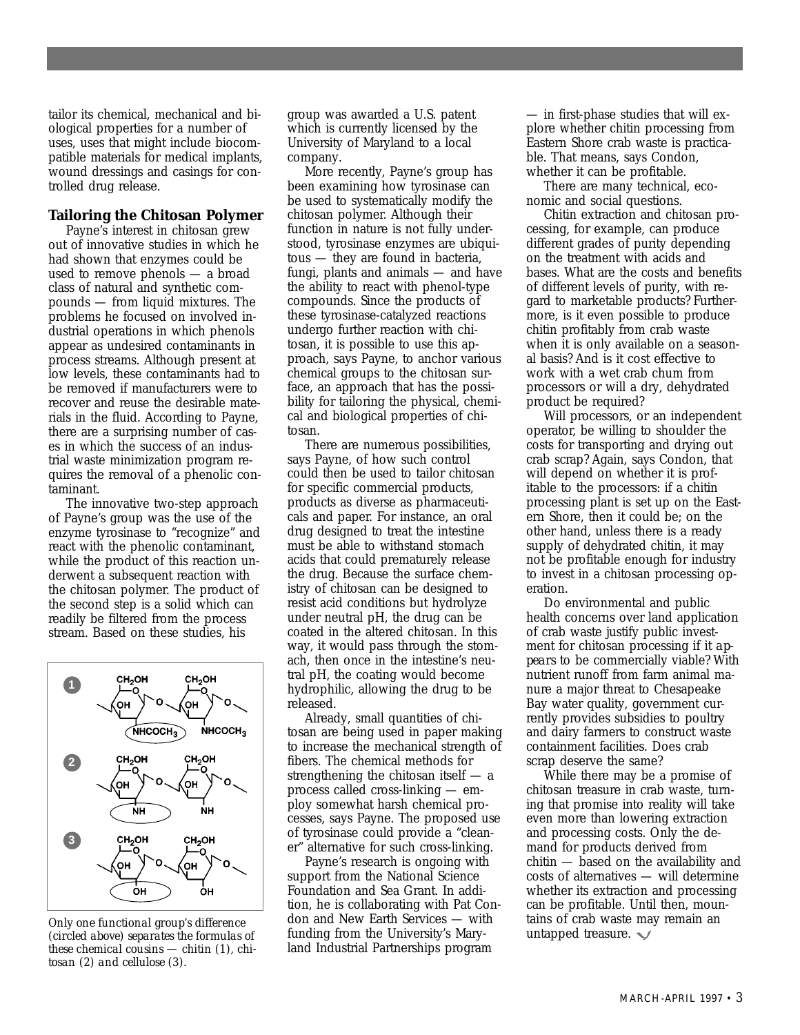tailor its chemical, mechanical and biological properties for a number of uses, uses that might include biocompatible materials for medical implants, wound dressings and casings for controlled drug release.

### Tailoring the Chitosan Polymer

Payne's interest in chitosan grew out of innovative studies in which he had shown that enzymes could be used to remove phenols — a broad class of natural and synthetic compounds — from liquid mixtures. The problems he focused on involved industrial operations in which phenols appear as undesired contaminants in process streams. Although present at low levels, these contaminants had to be removed if manufacturers were to recover and reuse the desirable materials in the fluid. According to Payne, there are a surprising number of cases in which the success of an industrial waste minimization program requires the removal of a phenolic contaminant.

The innovative two-step approach of Payne's group was the use of the enzyme tyrosinase to "recognize" and react with the phenolic contaminant, while the product of this reaction underwent a subsequent reaction with the chitosan polymer. The product of the second step is a solid which can readily be filtered from the process stream. Based on these studies, his group was awarded a U.S. patent which is currently licensed by the University of Maryland to a local company.

More recently, Payne's group has been examining how tyrosinase can be used to systematically modify the chitosan polymer. Although their function in nature is not fully understood, tyrosinase enzymes are ubiquitous — they are found in bacteria, fungi, plants and animals — and have the ability to react with phenol-type compounds. Since the products of these tyrosinase-catalyzed reactions undergo further reaction with chitosan, it is possible to use this approach, says Payne, to anchor various chemical groups to the chitosan surface, an approach that has the possibility for tailoring the physical, chemical and biological properties of chitosan.

There are numerous possibilities, says Payne, of how such control could then be used to tailor chitosan for specific commercial products, products as diverse as pharmaceuticals and paper. For instance, an oral drug designed to treat the intestine must be able to withstand stomach acids that could prematurely release the drug. Because the surface chemistry of chitosan can be designed to resist acid conditions but hydrolyze under neutral pH, the drug can be coated in the altered chitosan. In this way, it would pass through the stomach, then once in the intestine's neutral pH, the coating would become hydrophilic, allowing the drug to be released.

Already, small quantities of chitosan are being used in paper making to increase the mechanical strength of fibers. The chemical methods for strengthening the chitosan itself — a process called cross-linking — employ somewhat harsh chemical processes, says Payne. The proposed use of tyrosinase could provide a "cleaner" alternative for such cross-linking.

Payne's research is ongoing with support from the National Science Foundation and Sea Grant. In addition, he is collaborating with Pat Condon and New Earth Services — with funding from the University's Maryland Industrial Partnerships program — in first-phase studies that will explore whether chitin processing from Eastern Shore crab waste is practicable. That means, says Condon, whether it can be profitable.

There are many technical, economic and social questions.

Chitin extraction and chitosan processing, for example, can produce different grades of purity depending on the treatment with acids and bases. What are the costs and benefits of different levels of purity, with regard to marketable products? Furthermore, is it even possible to produce chitin profitably from crab waste when it is only available on a seasonal basis? And is it cost effective to work with a wet crab chum from processors or will a dry, dehydrated product be required?

Will processors, or an independent operator, be willing to shoulder the costs for transporting and drying out crab scrap? Again, says Condon, that will depend on whether it is profitable to the processors: if a chitin processing plant is set up on the Eastern Shore, then it could be; on the other hand, unless there is a ready supply of dehydrated chitin, it may not be profitable enough for industry to invest in a chitosan processing operation.

Do environmental and public health concerns over land application of crab waste justify public investment for chitosan processing if it appears to be commercially viable? With nutrient runoff from farm animal manure a major threat to Chesapeake Bay water quality, government currently provides subsidies to poultry and dairy farmers to construct waste containment facilities. Does crab scrap deserve the same?

While there may be a promise of chitosan treasure in crab waste, turning that promise into reality will take even more than lowering extraction and processing costs. Only the demand for products derived from chitin — based on the availability and costs of alternatives — will determine whether its extraction and processing can be profitable. Until then, mountains of crab waste may remain an untapped treasure.

*Only one functional group's difference (circled above) separates the formulas of these chemical cousins — chitin (1), chitosan (2) and cellulose (3).*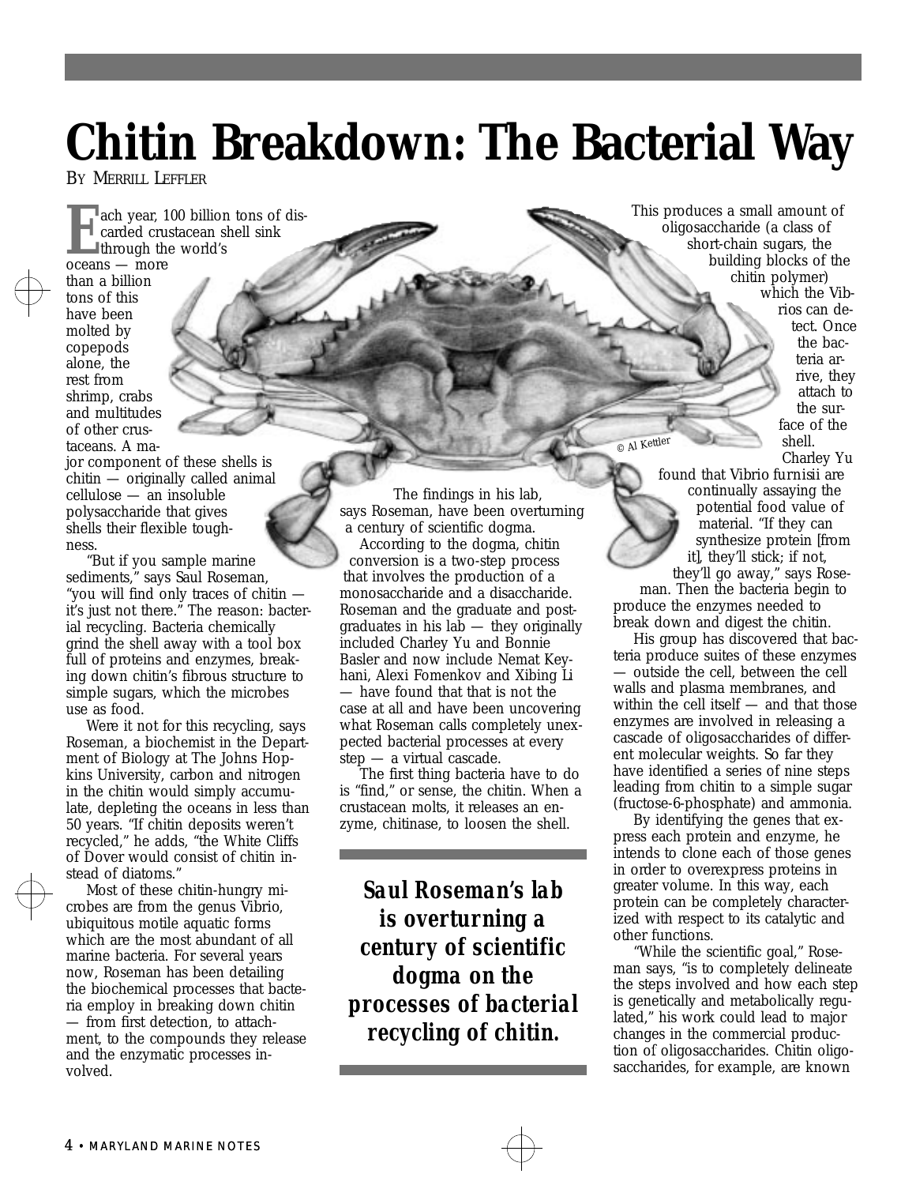# Chitin Breakdown: The Bacterial Way

BY MERRILL LEFFLER

Each year, 100 billion tons of discarded crustacean shell sink through the world's oceans — more than a billion tons of this have been molted by copepods alone, the rest from shrimp, crabs and multitudes of other crustaceans. A major component of these shells is chitin — originally called animal cellulose — an insoluble polysaccharide that gives shells their flexible toughness.

"But if you sample marine sediments," says Saul Roseman, "you will find only traces of chitin — it's just not there." The reason: bacterial recycling. Bacteria chemically grind the shell away with a tool box full of proteins and enzymes, breaking down chitin's fibrous structure to simple sugars, which the microbes use as food.

Were it not for this recycling, says Roseman, a biochemist in the Department of Biology at The Johns Hopkins University, carbon and nitrogen in the chitin would simply accumulate, depleting the oceans in less than 50 years. "If chitin deposits weren't recycled," he adds, "the White Cliffs of Dover would consist of chitin instead of diatoms."

Most of these chitin-hungry microbes are from the genus Vibrio, ubiquitous motile aquatic forms which are the most abundant of all marine bacteria. For several years now, Roseman has been detailing the biochemical processes that bacteria employ in breaking down chitin — from first detection, to attachment, to the compounds they release and the enzymatic processes involved.

The findings in his lab, says Roseman, have been overturning a century of scientific dogma.

According to the dogma, chitin conversion is a two-step process that involves the production of a monosaccharide and a disaccharide. Roseman and the graduate and postgraduates in his lab — they originally included Charley Yu and Bonnie Basler and now include Nemat Keyhani, Alexi Fomenkov and Xibing Li — have found that that is not the case at all and have been uncovering what Roseman calls completely unexpected bacterial processes at every step — a virtual cascade.

The first thing bacteria have to do is "find," or sense, the chitin. When a crustacean molts, it releases an enzyme, chitinase, to loosen the shell.

**Saul Roseman's lab is overturning a century of scientific dogma on the processes of bacterial recycling of chitin.**

This produces a small amount of oligosaccharide (a class of short-chain sugars, the building blocks of the chitin polymer) which the Vibrios can detect. Once the bacteria arrive, they attach to the surface of the shell.

© Al Kettler

Charley Yu found that Vibrio furnisii are continually assaying the potential food value of material. "If they can synthesize protein [from it], they'll stick; if not, they'll go away," says Roseman. Then the bacteria begin to produce the enzymes needed to break down and digest the chitin.

His group has discovered that bacteria produce suites of these enzymes — outside the cell, between the cell walls and plasma membranes, and within the cell itself — and that those enzymes are involved in releasing a cascade of oligosaccharides of different molecular weights. So far they have identified a series of nine steps leading from chitin to a simple sugar (fructose-6-phosphate) and ammonia.

By identifying the genes that express each protein and enzyme, he intends to clone each of those genes in order to overexpress proteins in greater volume. In this way, each protein can be completely characterized with respect to its catalytic and other functions.

"While the scientific goal," Roseman says, "is to completely delineate the steps involved and how each step is genetically and metabolically regulated," his work could lead to major changes in the commercial production of oligosaccharides. Chitin oligosaccharides, for example, are known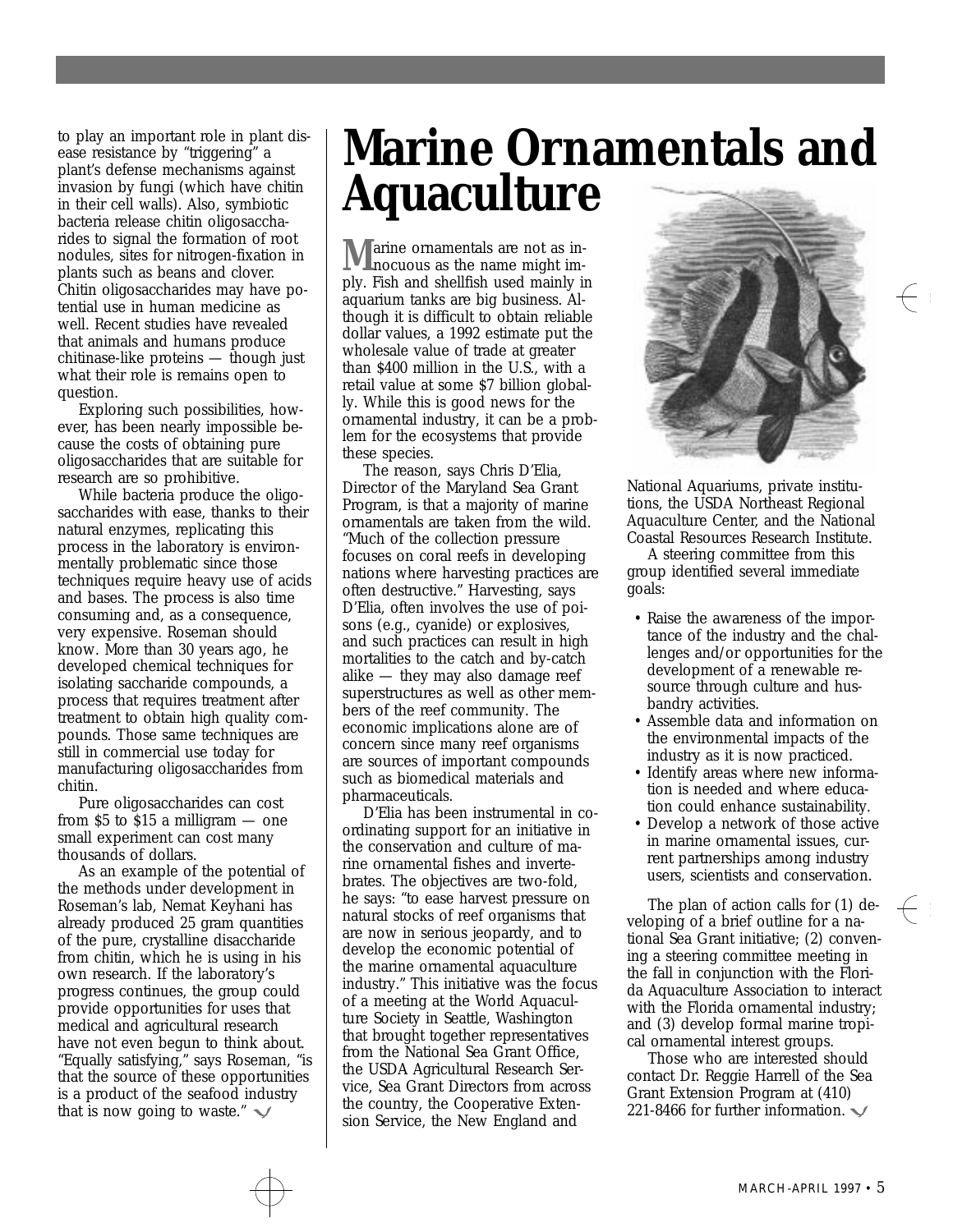to play an important role in plant disease resistance by "triggering" a plant's defense mechanisms against invasion by fungi (which have chitin in their cell walls). Also, symbiotic bacteria release chitin oligosaccharides to signal the formation of root nodules, sites for nitrogen-fixation in plants such as beans and clover. Chitin oligosaccharides may have potential use in human medicine as well. Recent studies have revealed that animals and humans produce chitinase-like proteins — though just what their role is remains open to question.

Exploring such possibilities, however, has been nearly impossible because the costs of obtaining pure oligosaccharides that are suitable for research are so prohibitive.

While bacteria produce the oligosaccharides with ease, thanks to their natural enzymes, replicating this process in the laboratory is environmentally problematic since those techniques require heavy use of acids and bases. The process is also time consuming and, as a consequence, very expensive. Roseman should know. More than 30 years ago, he developed chemical techniques for isolating saccharide compounds, a process that requires treatment after treatment to obtain high quality compounds. Those same techniques are still in commercial use today for manufacturing oligosaccharides from chitin.

Pure oligosaccharides can cost from $5 to $15 a milligram — one small experiment can cost many thousands of dollars.

As an example of the potential of the methods under development in Roseman's lab, Nemat Keyhani has already produced 25 gram quantities of the pure, crystalline disaccharide from chitin, which he is using in his own research. If the laboratory's progress continues, the group could provide opportunities for uses that medical and agricultural research have not even begun to think about. "Equally satisfying," says Roseman, "is that the source of these opportunities is a product of the seafood industry that is now going to waste."

# Marine Ornamentals and Aquaculture

Marine ornamentals are not as innocuous as the name might imply. Fish and shellfish used mainly in aquarium tanks are big business. Although it is difficult to obtain reliable dollar values, a 1992 estimate put the wholesale value of trade at greater than $400 million in the U.S., with a retail value at some $7 billion globally. While this is good news for the ornamental industry, it can be a problem for the ecosystems that provide these species.

The reason, says Chris D'Elia, Director of the Maryland Sea Grant Program, is that a majority of marine ornamentals are taken from the wild. "Much of the collection pressure focuses on coral reefs in developing nations where harvesting practices are often destructive." Harvesting, says D'Elia, often involves the use of poisons (e.g., cyanide) or explosives, and such practices can result in high mortalities to the catch and by-catch alike — they may also damage reef superstructures as well as other members of the reef community. The economic implications alone are of concern since many reef organisms are sources of important compounds such as biomedical materials and pharmaceuticals.

D'Elia has been instrumental in coordinating support for an initiative in the conservation and culture of marine ornamental fishes and invertebrates. The objectives are two-fold, he says: "to ease harvest pressure on natural stocks of reef organisms that are now in serious jeopardy, and to develop the economic potential of the marine ornamental aquaculture industry." This initiative was the focus of a meeting at the World Aquaculture Society in Seattle, Washington that brought together representatives from the National Sea Grant Office, the USDA Agricultural Research Service, Sea Grant Directors from across the country, the Cooperative Extension Service, the New England and National Aquariums, private institutions, the USDA Northeast Regional Aquaculture Center, and the National Coastal Resources Research Institute.

A steering committee from this group identified several immediate goals:

- Raise the awareness of the importance of the industry and the challenges and/or opportunities for the development of a renewable resource through culture and husbandry activities.
- Assemble data and information on the environmental impacts of the industry as it is now practiced.
- Identify areas where new information is needed and where education could enhance sustainability.
- Develop a network of those active in marine ornamental issues, current partnerships among industry users, scientists and conservation.

The plan of action calls for (1) developing of a brief outline for a national Sea Grant initiative; (2) convening a steering committee meeting in the fall in conjunction with the Florida Aquaculture Association to interact with the Florida ornamental industry; and (3) develop formal marine tropical ornamental interest groups.

Those who are interested should contact Dr. Reggie Harrell of the Sea Grant Extension Program at (410) 221-8466 for further information.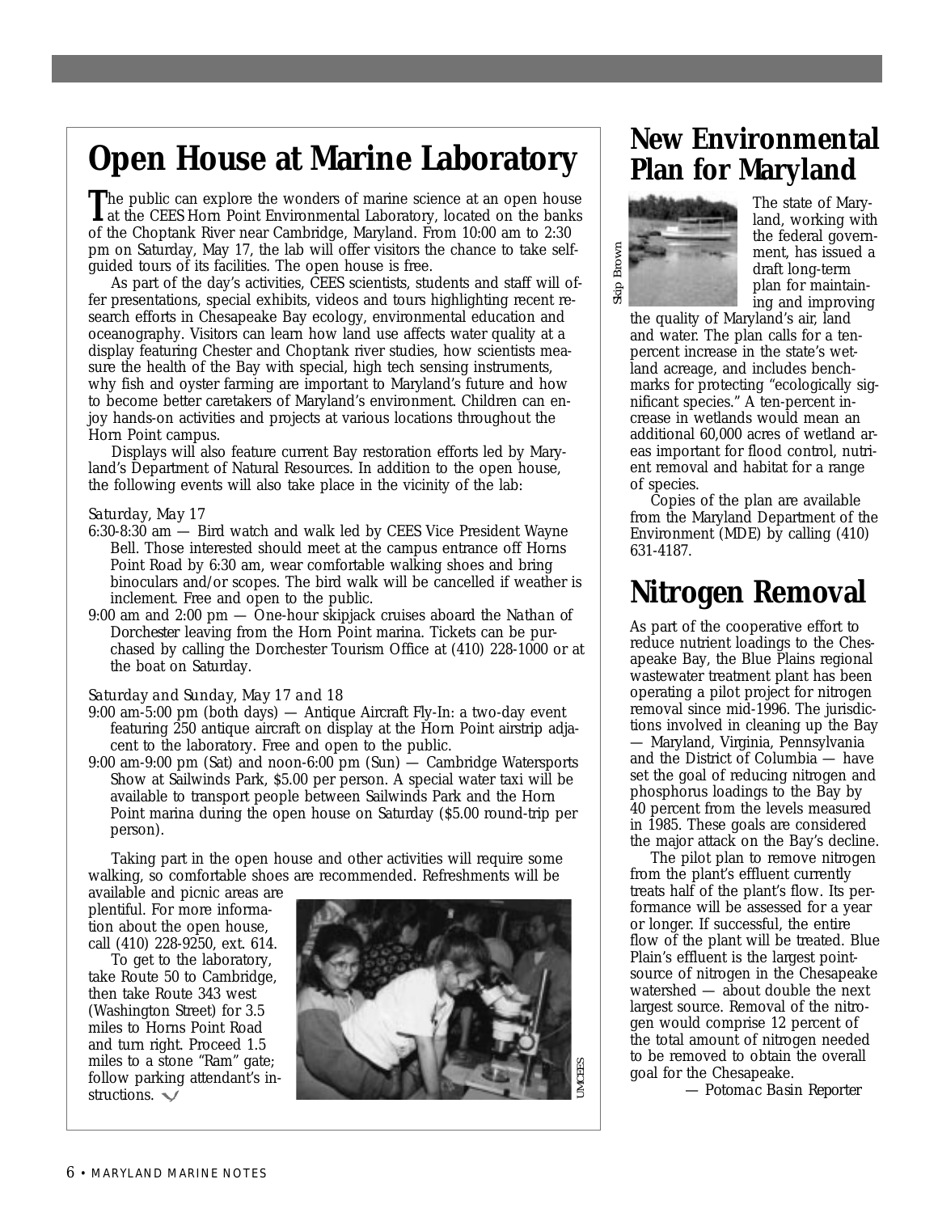# Open House at Marine Laboratory

The public can explore the wonders of marine science at an open house at the CEES Horn Point Environmental Laboratory, located on the banks of the Choptank River near Cambridge, Maryland. From 10:00 am to 2:30 pm on Saturday, May 17, the lab will offer visitors the chance to take self-guided tours of its facilities. The open house is free.

As part of the day's activities, CEES scientists, students and staff will offer presentations, special exhibits, videos and tours highlighting recent research efforts in Chesapeake Bay ecology, environmental education and oceanography. Visitors can learn how land use affects water quality at a display featuring Chester and Choptank river studies, how scientists measure the health of the Bay with special, high tech sensing instruments, why fish and oyster farming are important to Maryland's future and how to become better caretakers of Maryland's environment. Children can enjoy hands-on activities and projects at various locations throughout the Horn Point campus.

Displays will also feature current Bay restoration efforts led by Maryland's Department of Natural Resources. In addition to the open house, the following events will also take place in the vicinity of the lab:

*Saturday, May 17*

- 6:30-8:30 am — Bird watch and walk led by CEES Vice President Wayne Bell. Those interested should meet at the campus entrance off Horns Point Road by 6:30 am, wear comfortable walking shoes and bring binoculars and/or scopes. The bird walk will be cancelled if weather is inclement. Free and open to the public.
- 9:00 am and 2:00 pm — One-hour skipjack cruises aboard the *Nathan of Dorchester* leaving from the Horn Point marina. Tickets can be purchased by calling the Dorchester Tourism Office at (410) 228-1000 or at the boat on Saturday.

*Saturday and Sunday, May 17 and 18*

- 9:00 am-5:00 pm (both days) — Antique Aircraft Fly-In: a two-day event featuring 250 antique aircraft on display at the Horn Point airstrip adjacent to the laboratory. Free and open to the public.
- 9:00 am-9:00 pm (Sat) and noon-6:00 pm (Sun) — Cambridge Watersports Show at Sailwinds Park, $5.00 per person. A special water taxi will be available to transport people between Sailwinds Park and the Horn Point marina during the open house on Saturday ($5.00 round-trip per person).

Taking part in the open house and other activities will require some walking, so comfortable shoes are recommended. Refreshments will be available and picnic areas are plentiful. For more information about the open house, call (410) 228-9250, ext. 614.

To get to the laboratory, take Route 50 to Cambridge, then take Route 343 west (Washington Street) for 3.5 miles to Horns Point Road and turn right. Proceed 1.5 miles to a stone "Ram" gate; follow parking attendant's instructions.

UMCEES

# New Environmental Plan for Maryland

Skip Brown

The state of Maryland, working with the federal government, has issued a draft long-term plan for maintaining and improving the quality of Maryland's air, land and water. The plan calls for a ten-percent increase in the state's wetland acreage, and includes benchmarks for protecting "ecologically significant species." A ten-percent increase in wetlands would mean an additional 60,000 acres of wetland areas important for flood control, nutrient removal and habitat for a range of species.

Copies of the plan are available from the Maryland Department of the Environment (MDE) by calling (410) 631-4187.

# Nitrogen Removal

As part of the cooperative effort to reduce nutrient loadings to the Chesapeake Bay, the Blue Plains regional wastewater treatment plant has been operating a pilot project for nitrogen removal since mid-1996. The jurisdictions involved in cleaning up the Bay — Maryland, Virginia, Pennsylvania and the District of Columbia — have set the goal of reducing nitrogen and phosphorus loadings to the Bay by 40 percent from the levels measured in 1985. These goals are considered the major attack on the Bay's decline.

The pilot plan to remove nitrogen from the plant's effluent currently treats half of the plant's flow. Its performance will be assessed for a year or longer. If successful, the entire flow of the plant will be treated. Blue Plain's effluent is the largest point-source of nitrogen in the Chesapeake watershed — about double the next largest source. Removal of the nitrogen would comprise 12 percent of the total amount of nitrogen needed to be removed to obtain the overall goal for the Chesapeake.

— *Potomac Basin Reporter*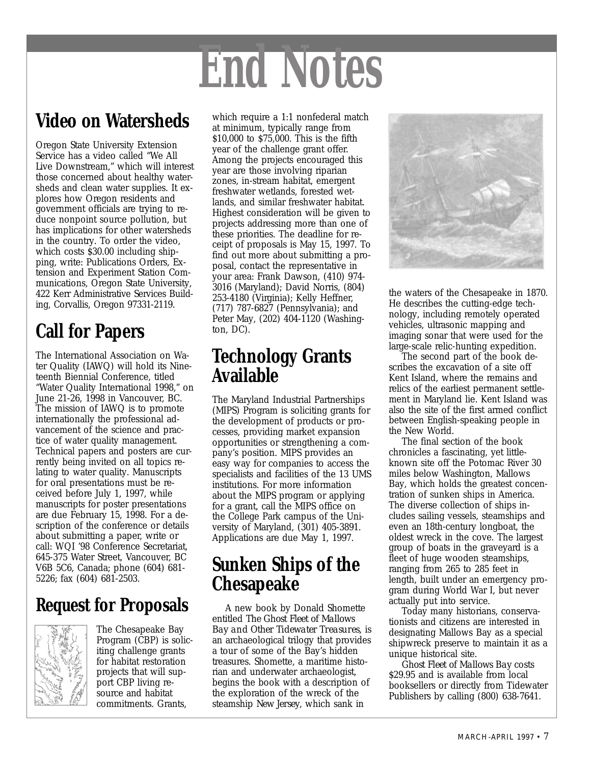# End Notes

## Video on Watersheds

Oregon State University Extension Service has a video called "We All Live Downstream," which will interest those concerned about healthy watersheds and clean water supplies. It explores how Oregon residents and government officials are trying to reduce nonpoint source pollution, but has implications for other watersheds in the country. To order the video, which costs $30.00 including shipping, write: Publications Orders, Extension and Experiment Station Communications, Oregon State University, 422 Kerr Administrative Services Building, Corvallis, Oregon 97331-2119.

## Call for Papers

The International Association on Water Quality (IAWQ) will hold its Nineteenth Biennial Conference, titled "Water Quality International 1998," on June 21-26, 1998 in Vancouver, BC. The mission of IAWQ is to promote internationally the professional advancement of the science and practice of water quality management. Technical papers and posters are currently being invited on all topics relating to water quality. Manuscripts for oral presentations must be received before July 1, 1997, while manuscripts for poster presentations are due February 15, 1998. For a description of the conference or details about submitting a paper, write or call: WQI '98 Conference Secretariat, 645-375 Water Street, Vancouver, BC V6B 5C6, Canada; phone (604) 681-5226; fax (604) 681-2503.

## Request for Proposals

The Chesapeake Bay Program (CBP) is soliciting challenge grants for habitat restoration projects that will support CBP living resource and habitat commitments. Grants, which require a 1:1 nonfederal match at minimum, typically range from $10,000 to $75,000. This is the fifth year of the challenge grant offer. Among the projects encouraged this year are those involving riparian zones, in-stream habitat, emergent freshwater wetlands, forested wetlands, and similar freshwater habitat. Highest consideration will be given to projects addressing more than one of these priorities. The deadline for receipt of proposals is May 15, 1997. To find out more about submitting a proposal, contact the representative in your area: Frank Dawson, (410) 974-3016 (Maryland); David Norris, (804) 253-4180 (Virginia); Kelly Heffner, (717) 787-6827 (Pennsylvania); and Peter May, (202) 404-1120 (Washington, DC).

## Technology Grants Available

The Maryland Industrial Partnerships (MIPS) Program is soliciting grants for the development of products or processes, providing market expansion opportunities or strengthening a company's position. MIPS provides an easy way for companies to access the specialists and facilities of the 13 UMS institutions. For more information about the MIPS program or applying for a grant, call the MIPS office on the College Park campus of the University of Maryland, (301) 405-3891. Applications are due May 1, 1997.

## Sunken Ships of the Chesapeake

A new book by Donald Shomette entitled *The Ghost Fleet of Mallows Bay and Other Tidewater Treasures*, is an archaeological trilogy that provides a tour of some of the Bay's hidden treasures. Shomette, a maritime historian and underwater archaeologist, begins the book with a description of the exploration of the wreck of the steamship *New Jersey*, which sank in the waters of the Chesapeake in 1870. He describes the cutting-edge technology, including remotely operated vehicles, ultrasonic mapping and imaging sonar that were used for the large-scale relic-hunting expedition.

The second part of the book describes the excavation of a site off Kent Island, where the remains and relics of the earliest permanent settlement in Maryland lie. Kent Island was also the site of the first armed conflict between English-speaking people in the New World.

The final section of the book chronicles a fascinating, yet little-known site off the Potomac River 30 miles below Washington, Mallows Bay, which holds the greatest concentration of sunken ships in America. The diverse collection of ships includes sailing vessels, steamships and even an 18th-century longboat, the oldest wreck in the cove. The largest group of boats in the graveyard is a fleet of huge wooden steamships, ranging from 265 to 285 feet in length, built under an emergency program during World War I, but never actually put into service.

Today many historians, conservationists and citizens are interested in designating Mallows Bay as a special shipwreck preserve to maintain it as a unique historical site.

*Ghost Fleet of Mallows Bay* costs $29.95 and is available from local booksellers or directly from Tidewater Publishers by calling (800) 638-7641.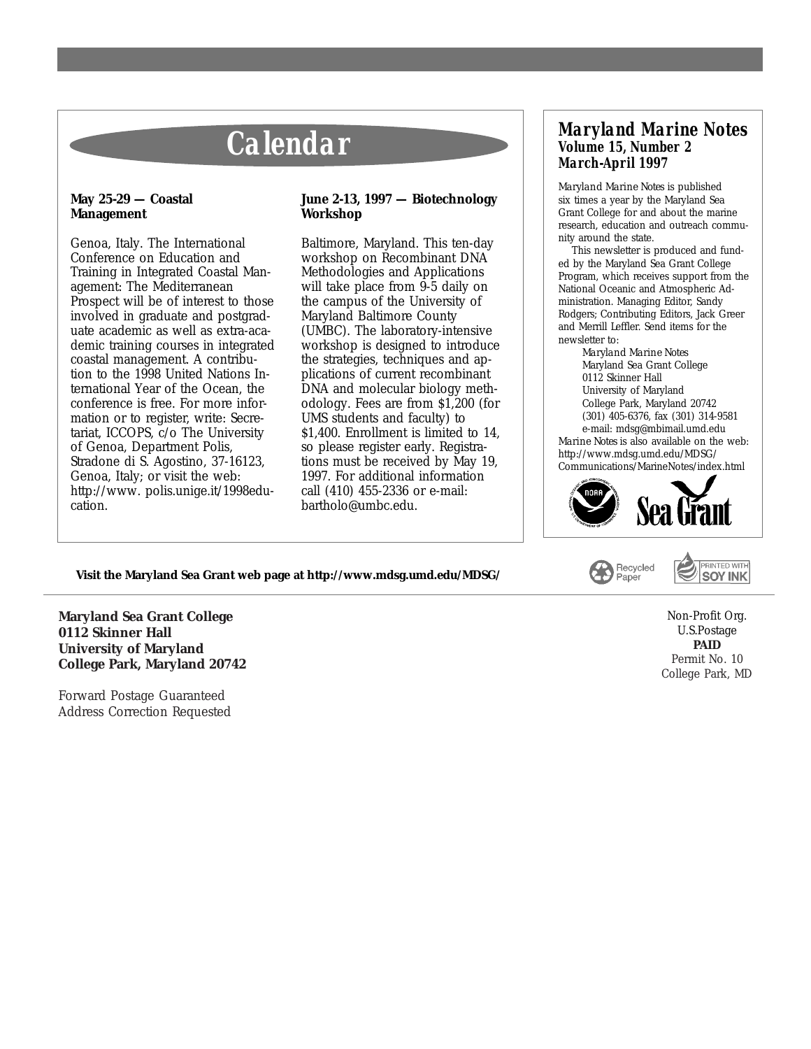## Calendar

**May 25-29 — Coastal Management**

Genoa, Italy. The International Conference on Education and Training in Integrated Coastal Management: The Mediterranean Prospect will be of interest to those involved in graduate and postgraduate academic as well as extra-academic training courses in integrated coastal management. A contribution to the 1998 United Nations International Year of the Ocean, the conference is free. For more information or to register, write: Secretariat, ICCOPS, c/o The University of Genoa, Department Polis, Stradone di S. Agostino, 37-16123, Genoa, Italy; or visit the web: http://www. polis.unige.it/1998education.

**June 2-13, 1997 — Biotechnology Workshop**

Baltimore, Maryland. This ten-day workshop on Recombinant DNA Methodologies and Applications will take place from 9-5 daily on the campus of the University of Maryland Baltimore County (UMBC). The laboratory-intensive workshop is designed to introduce the strategies, techniques and applications of current recombinant DNA and molecular biology methodology. Fees are from $1,200 (for UMS students and faculty) to $1,400. Enrollment is limited to 14, so please register early. Registrations must be received by May 19, 1997. For additional information call (410) 455-2336 or e-mail: bartholo@umbc.edu.

## Maryland Marine Notes

**Volume 15, Number 2**
**March-April 1997**

*Maryland Marine Notes* is published six times a year by the Maryland Sea Grant College for and about the marine research, education and outreach community around the state.

This newsletter is produced and funded by the Maryland Sea Grant College Program, which receives support from the National Oceanic and Atmospheric Administration. Managing Editor, Sandy Rodgers; Contributing Editors, Jack Greer and Merrill Leffler. Send items for the newsletter to:

Maryland Marine Notes
Maryland Sea Grant College
0112 Skinner Hall
University of Maryland
College Park, Maryland 20742
(301) 405-6376, fax (301) 314-9581
e-mail: mdsg@mbimail.umd.edu

*Marine Notes* is also available on the web: http://www.mdsg.umd.edu/MDSG/Communications/MarineNotes/index.html

Sea Grant

**Visit the Maryland Sea Grant web page at http://www.mdsg.umd.edu/MDSG/**

Recycled Paper

PRINTED WITH SOY INK

**Maryland Sea Grant College**
**0112 Skinner Hall**
**University of Maryland**
**College Park, Maryland 20742**

Forward Postage Guaranteed
Address Correction Requested

Non-Profit Org.
U.S.Postage
**PAID**
Permit No. 10
College Park, MD